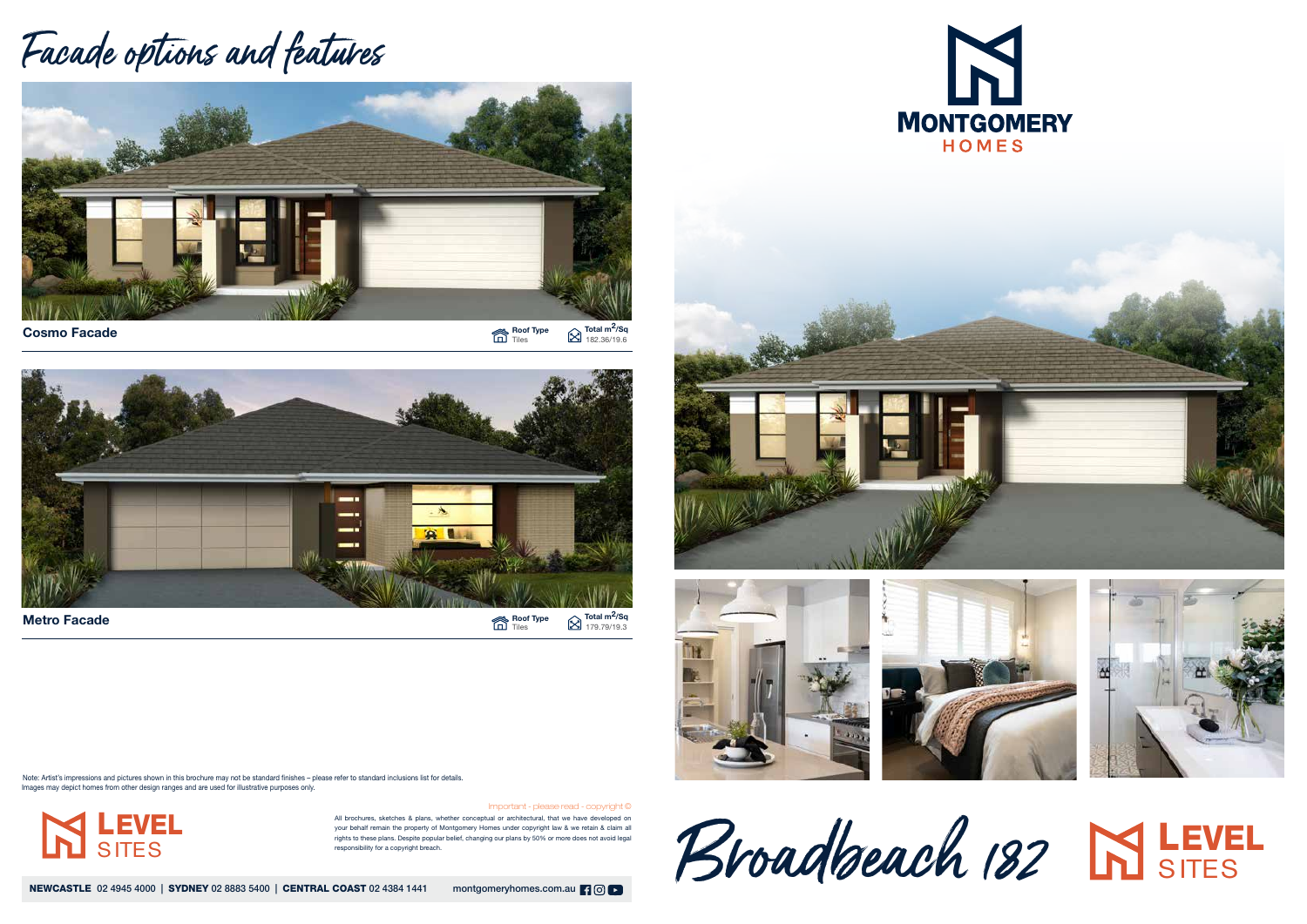# Facade options and features

**Cosmo Facade**

Roof Type: Tiles | Total $m^2$/Sq: 182.36/19.6

**Metro Facade**

Roof Type: Tiles | Total $m^2$/Sq: 179.79/19.3

Note: Artist's impressions and pictures shown in this brochure may not be standard finishes – please refer to standard inclusions list for details. Images may depict homes from other design ranges and are used for illustrative purposes only.

LEVEL SITES

Important - please read - copyright ©

All brochures, sketches & plans, whether conceptual or architectural, that we have developed on your behalf remain the property of Montgomery Homes under copyright law & we retain & claim all rights to these plans. Despite popular belief, changing our plans by 50% or more does not avoid legal responsibility for a copyright breach.

**NEWCASTLE** 02 4945 4000 | **SYDNEY** 02 8883 5400 | **CENTRAL COAST** 02 4384 1441 montgomeryhomes.com.au

MONTGOMERY HOMES

# Broadbeach 182

LEVEL SITES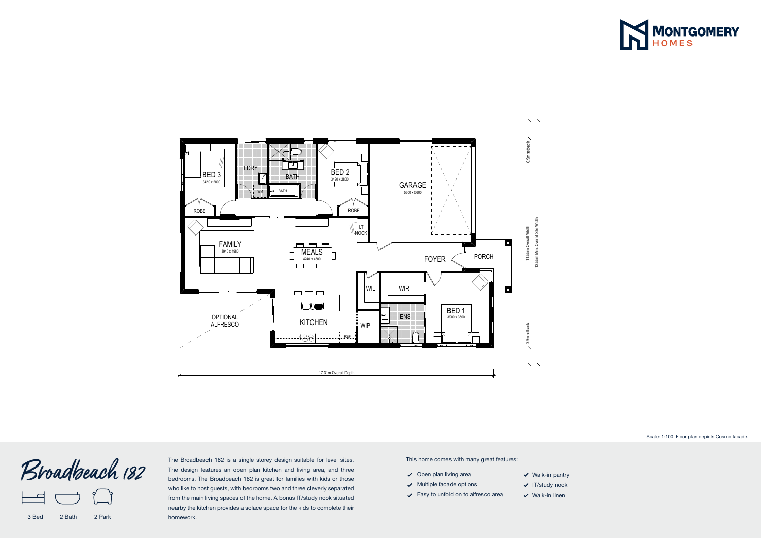MONTGOMERY HOMES

BED 3
3420 x 2800

LDRY

BATH

BED 2
3420 x 2800

GARAGE
5600 x 5600

WM

BATH

ROBE

ROBE

I.T NOOK

FAMILY
3940 x 4980

MEALS
4240 x 4500

FOYER

PORCH

WIL

WIR

ENS

BED 1
3900 x 3500

OPTIONAL ALFRESCO

KITCHEN

WIP

REF

0.9m setback

11.55m Overall Width

13.55m Min. Overall Site Width

0.9m setback

17.31m Overall Depth

Scale: 1:100. Floor plan depicts Cosmo facade.

# Broadbeach 182

3 Bed | 2 Bath | 2 Park

The Broadbeach 182 is a single storey design suitable for level sites. The design features an open plan kitchen and living area, and three bedrooms. The Broadbeach 182 is great for families with kids or those who like to host guests, with bedrooms two and three cleverly separated from the main living spaces of the home. A bonus IT/study nook situated nearby the kitchen provides a solace space for the kids to complete their homework.

This home comes with many great features:

- Open plan living area
- Multiple facade options
- Easy to unfold on to alfresco area
- Walk-in pantry
- IT/study nook
- Walk-in linen